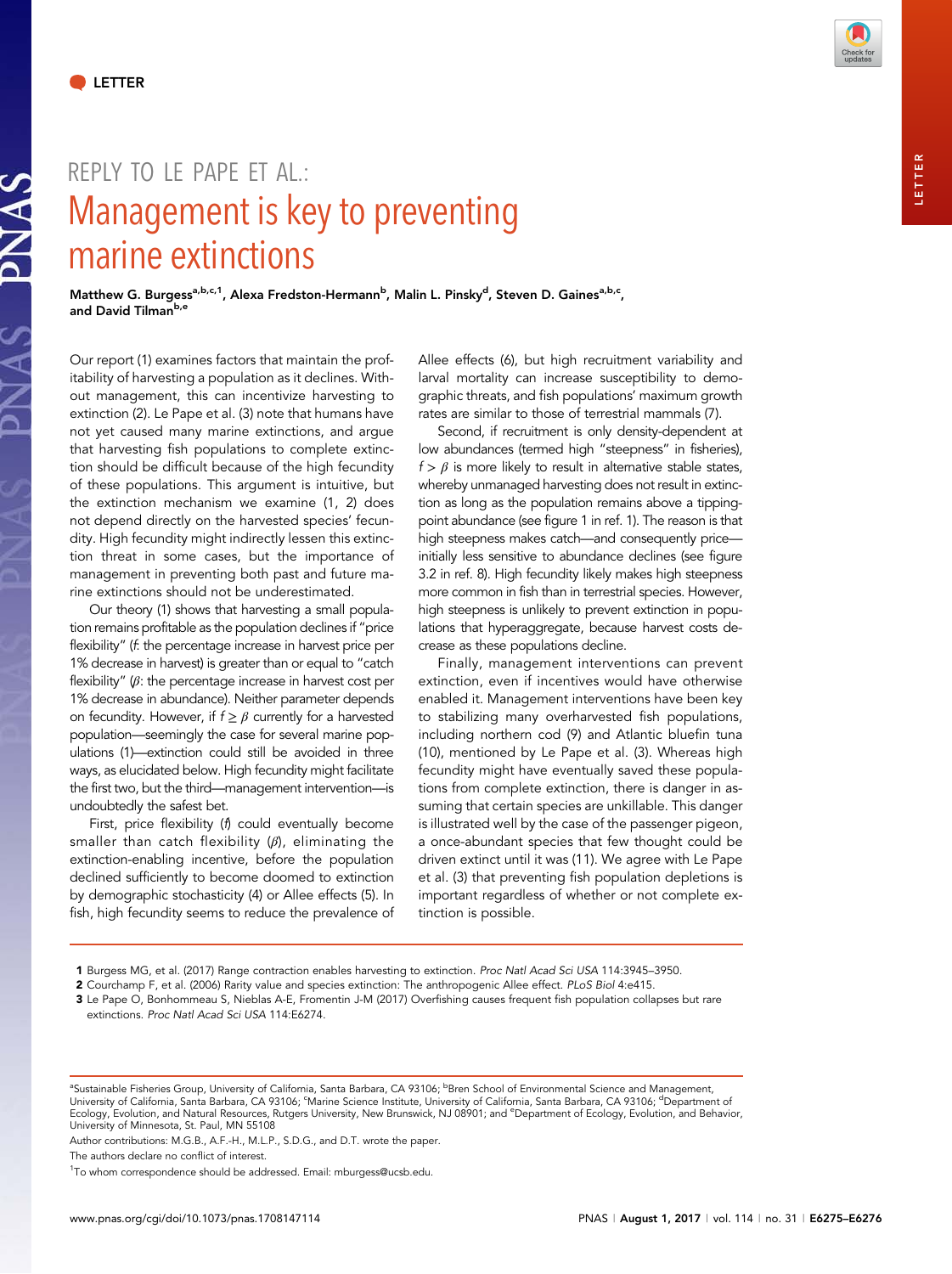LETTER

## REPLY TO LE PAPE ET AL.:

# Management is key to preventing marine extinctions

**Matthew G. Burgess[a,b,c,1], Alexa Fredston-Hermann[b], Malin L. Pinsky[d], Steven D. Gaines[a,b,c], and David Tilman[b,e]**

Our report (1) examines factors that maintain the profitability of harvesting a population as it declines. Without management, this can incentivize harvesting to extinction (2). Le Pape et al. (3) note that humans have not yet caused many marine extinctions, and argue that harvesting fish populations to complete extinction should be difficult because of the high fecundity of these populations. This argument is intuitive, but the extinction mechanism we examine (1, 2) does not depend directly on the harvested species' fecundity. High fecundity might indirectly lessen this extinction threat in some cases, but the importance of management in preventing both past and future marine extinctions should not be underestimated.

Our theory (1) shows that harvesting a small population remains profitable as the population declines if "price flexibility" ($f$: the percentage increase in harvest price per 1% decrease in harvest) is greater than or equal to "catch flexibility" ($\beta$: the percentage increase in harvest cost per 1% decrease in abundance). Neither parameter depends on fecundity. However, if $f \geq \beta$ currently for a harvested population—seemingly the case for several marine populations (1)—extinction could still be avoided in three ways, as elucidated below. High fecundity might facilitate the first two, but the third—management intervention—is undoubtedly the safest bet.

First, price flexibility ($f$) could eventually become smaller than catch flexibility ($\beta$), eliminating the extinction-enabling incentive, before the population declined sufficiently to become doomed to extinction by demographic stochasticity (4) or Allee effects (5). In fish, high fecundity seems to reduce the prevalence of Allee effects (6), but high recruitment variability and larval mortality can increase susceptibility to demographic threats, and fish populations' maximum growth rates are similar to those of terrestrial mammals (7).

Second, if recruitment is only density-dependent at low abundances (termed high "steepness" in fisheries), $f > \beta$ is more likely to result in alternative stable states, whereby unmanaged harvesting does not result in extinction as long as the population remains above a tipping-point abundance (see figure 1 in ref. 1). The reason is that high steepness makes catch—and consequently price—initially less sensitive to abundance declines (see figure 3.2 in ref. 8). High fecundity likely makes high steepness more common in fish than in terrestrial species. However, high steepness is unlikely to prevent extinction in populations that hyperaggregate, because harvest costs decrease as these populations decline.

Finally, management interventions can prevent extinction, even if incentives would have otherwise enabled it. Management interventions have been key to stabilizing many overharvested fish populations, including northern cod (9) and Atlantic bluefin tuna (10), mentioned by Le Pape et al. (3). Whereas high fecundity might have eventually saved these populations from complete extinction, there is danger in assuming that certain species are unkillable. This danger is illustrated well by the case of the passenger pigeon, a once-abundant species that few thought could be driven extinct until it was (11). We agree with Le Pape et al. (3) that preventing fish population depletions is important regardless of whether or not complete extinction is possible.

1 Burgess MG, et al. (2017) Range contraction enables harvesting to extinction. *Proc Natl Acad Sci USA* 114:3945–3950.
2 Courchamp F, et al. (2006) Rarity value and species extinction: The anthropogenic Allee effect. *PLoS Biol* 4:e415.
3 Le Pape O, Bonhommeau S, Nieblas A-E, Fromentin J-M (2017) Overfishing causes frequent fish population collapses but rare extinctions. *Proc Natl Acad Sci USA* 114:E6274.

[a]Sustainable Fisheries Group, University of California, Santa Barbara, CA 93106; [b]Bren School of Environmental Science and Management, University of California, Santa Barbara, CA 93106; [c]Marine Science Institute, University of California, Santa Barbara, CA 93106; [d]Department of Ecology, Evolution, and Natural Resources, Rutgers University, New Brunswick, NJ 08901; and [e]Department of Ecology, Evolution, and Behavior, University of Minnesota, St. Paul, MN 55108

Author contributions: M.G.B., A.F.-H., M.L.P., S.D.G., and D.T. wrote the paper.

The authors declare no conflict of interest.

[1]To whom correspondence should be addressed. Email: mburgess@ucsb.edu.

www.pnas.org/cgi/doi/10.1073/pnas.1708147114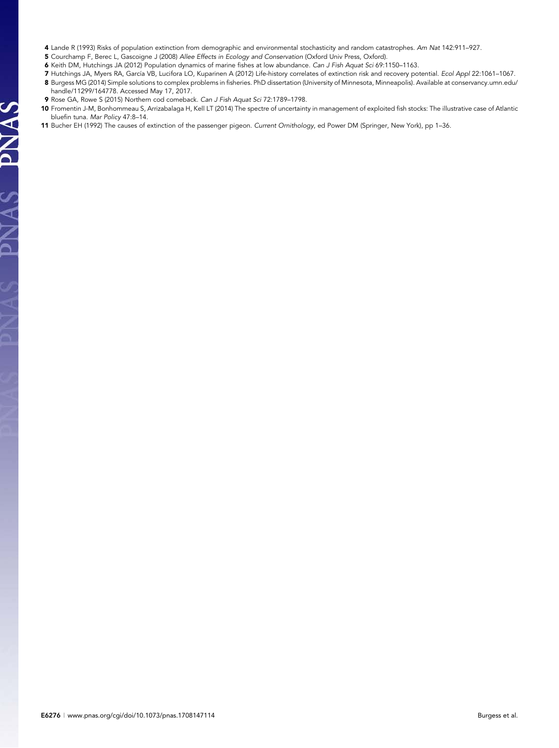4 Lande R (1993) Risks of population extinction from demographic and environmental stochasticity and random catastrophes. *Am Nat* 142:911–927.

5 Courchamp F, Berec L, Gascoigne J (2008) *Allee Effects in Ecology and Conservation* (Oxford Univ Press, Oxford).

6 Keith DM, Hutchings JA (2012) Population dynamics of marine fishes at low abundance. *Can J Fish Aquat Sci* 69:1150–1163.

7 Hutchings JA, Myers RA, García VB, Lucifora LO, Kuparinen A (2012) Life-history correlates of extinction risk and recovery potential. *Ecol Appl* 22:1061–1067.

8 Burgess MG (2014) Simple solutions to complex problems in fisheries. PhD dissertation (University of Minnesota, Minneapolis). Available at conservancy.umn.edu/handle/11299/164778. Accessed May 17, 2017.

9 Rose GA, Rowe S (2015) Northern cod comeback. *Can J Fish Aquat Sci* 72:1789–1798.

10 Fromentin J-M, Bonhommeau S, Arrizabalaga H, Kell LT (2014) The spectre of uncertainty in management of exploited fish stocks: The illustrative case of Atlantic bluefin tuna. *Mar Policy* 47:8–14.

11 Bucher EH (1992) The causes of extinction of the passenger pigeon. *Current Ornithology*, ed Power DM (Springer, New York), pp 1–36.